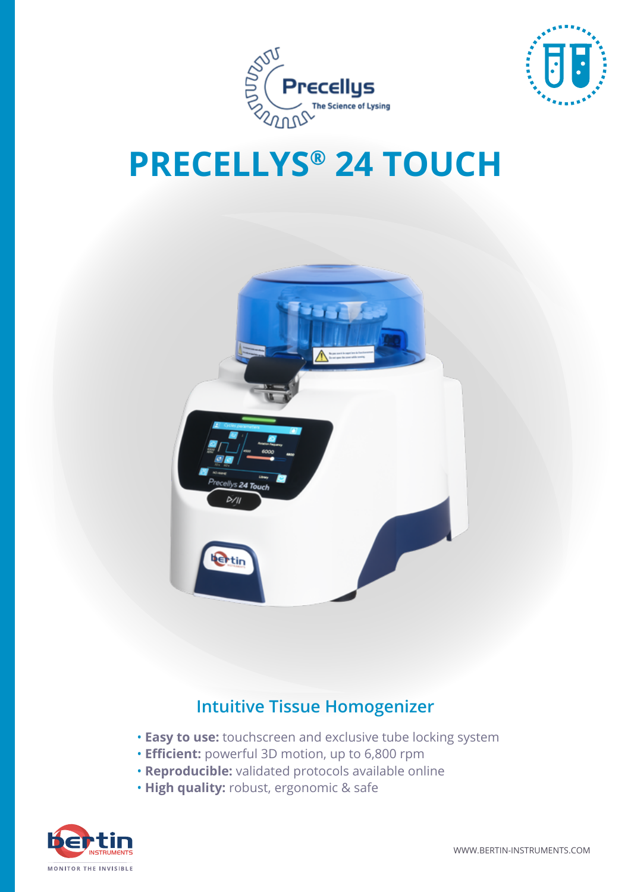Precellys

The Science of Lysing

# PRECELLYS® 24 TOUCH

## Intuitive Tissue Homogenizer

- **Easy to use:** touchscreen and exclusive tube locking system
- **Efficient:** powerful 3D motion, up to 6,800 rpm
- **Reproducible:** validated protocols available online
- **High quality:** robust, ergonomic & safe

bertin INSTRUMENTS

MONITOR THE INVISIBLE

WWW.BERTIN-INSTRUMENTS.COM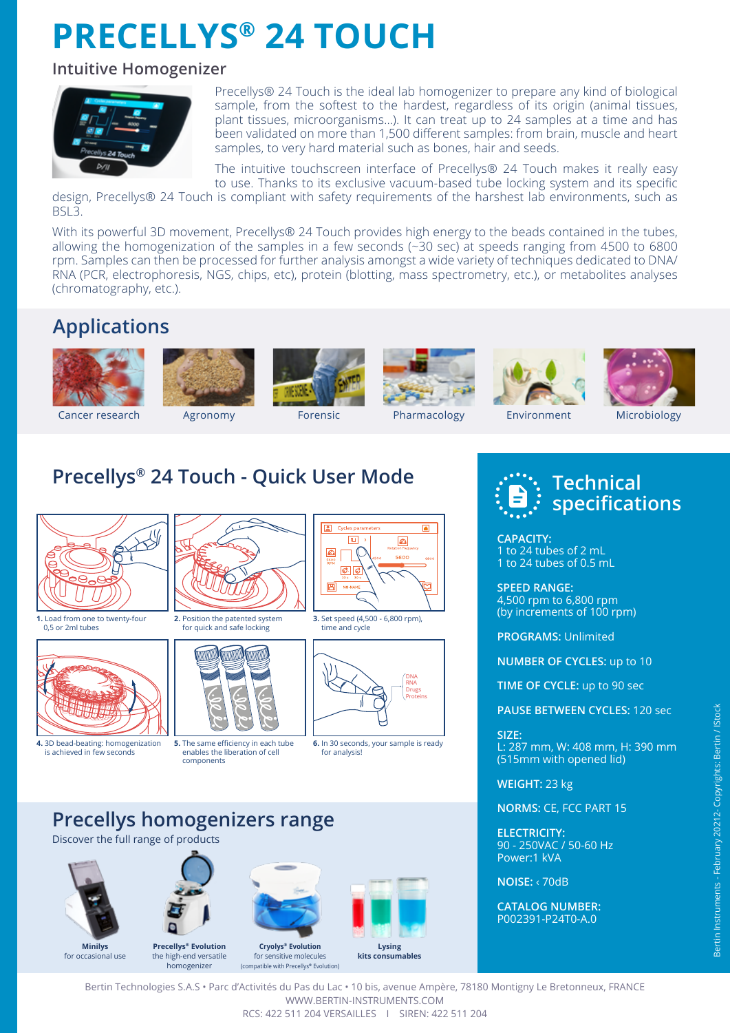# PRECELLYS® 24 TOUCH

## Intuitive Homogenizer

Precellys® 24 Touch is the ideal lab homogenizer to prepare any kind of biological sample, from the softest to the hardest, regardless of its origin (animal tissues, plant tissues, microorganisms...). It can treat up to 24 samples at a time and has been validated on more than 1,500 different samples: from brain, muscle and heart samples, to very hard material such as bones, hair and seeds.

The intuitive touchscreen interface of Precellys® 24 Touch makes it really easy to use. Thanks to its exclusive vacuum-based tube locking system and its specific design, Precellys® 24 Touch is compliant with safety requirements of the harshest lab environments, such as BSL3.

With its powerful 3D movement, Precellys® 24 Touch provides high energy to the beads contained in the tubes, allowing the homogenization of the samples in a few seconds (~30 sec) at speeds ranging from 4500 to 6800 rpm. Samples can then be processed for further analysis amongst a wide variety of techniques dedicated to DNA/RNA (PCR, electrophoresis, NGS, chips, etc), protein (blotting, mass spectrometry, etc.), or metabolites analyses (chromatography, etc.).

## Applications

Cancer research

Agronomy

Forensic

Pharmacology

Environment

Microbiology

## Precellys® 24 Touch - Quick User Mode

1. Load from one to twenty-four 0,5 or 2ml tubes
2. Position the patented system for quick and safe locking
3. Set speed (4,500 - 6,800 rpm), time and cycle
4. 3D bead-beating: homogenization is achieved in few seconds
5. The same efficiency in each tube enables the liberation of cell components
6. In 30 seconds, your sample is ready for analysis!

DNA
RNA
Drugs
Proteins

## Technical specifications

**CAPACITY:**
1 to 24 tubes of 2 mL
1 to 24 tubes of 0.5 mL

**SPEED RANGE:**
4,500 rpm to 6,800 rpm
(by increments of 100 rpm)

**PROGRAMS:** Unlimited

**NUMBER OF CYCLES:** up to 10

**TIME OF CYCLE:** up to 90 sec

**PAUSE BETWEEN CYCLES:** 120 sec

**SIZE:**
L: 287 mm, W: 408 mm, H: 390 mm
(515mm with opened lid)

**WEIGHT:** 23 kg

**NORMS:** CE, FCC PART 15

**ELECTRICITY:**
90 - 250VAC / 50-60 Hz
Power:1 kVA

**NOISE:** ‹ 70dB

**CATALOG NUMBER:**
P002391-P24T0-A.0

## Precellys homogenizers range

Discover the full range of products

**Minilys**
for occasional use

**Precellys® Evolution**
the high-end versatile homogenizer

**Cryolys® Evolution**
for sensitive molecules
(compatible with Precellys® Evolution)

**Lysing kits consumables**

Bertin Instruments - February 20212- Copyrights: Bertin / iStock

Bertin Technologies S.A.S • Parc d'Activités du Pas du Lac • 10 bis, avenue Ampère, 78180 Montigny Le Bretonneux, FRANCE
WWW.BERTIN-INSTRUMENTS.COM
RCS: 422 511 204 VERSAILLES | SIREN: 422 511 204